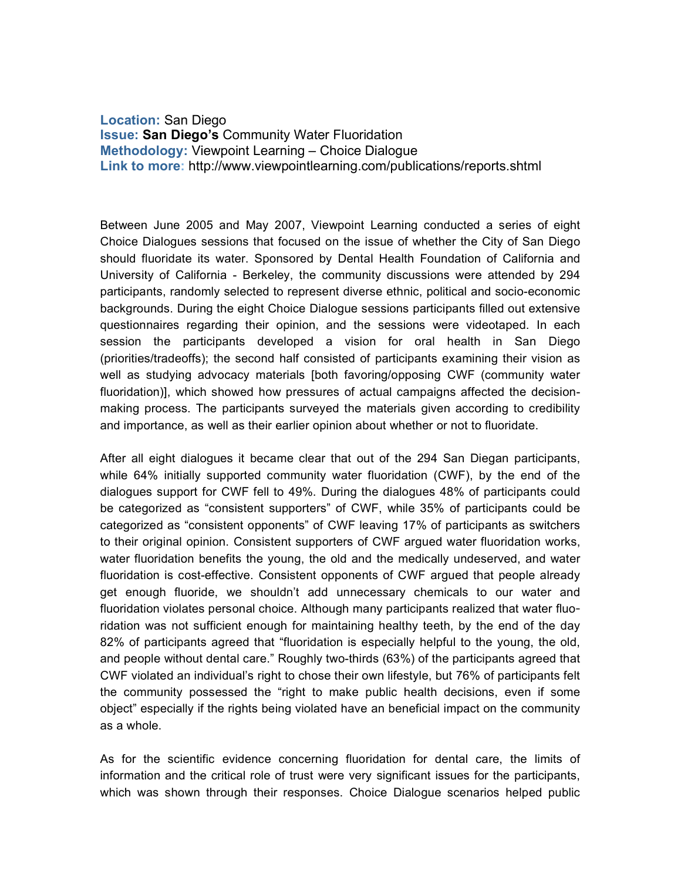**Location:** San Diego
**Issue:** **San Diego's** Community Water Fluoridation
**Methodology:** Viewpoint Learning – Choice Dialogue
**Link to more**: http://www.viewpointlearning.com/publications/reports.shtml

Between June 2005 and May 2007, Viewpoint Learning conducted a series of eight Choice Dialogues sessions that focused on the issue of whether the City of San Diego should fluoridate its water. Sponsored by Dental Health Foundation of California and University of California - Berkeley, the community discussions were attended by 294 participants, randomly selected to represent diverse ethnic, political and socio-economic backgrounds. During the eight Choice Dialogue sessions participants filled out extensive questionnaires regarding their opinion, and the sessions were videotaped. In each session the participants developed a vision for oral health in San Diego (priorities/tradeoffs); the second half consisted of participants examining their vision as well as studying advocacy materials [both favoring/opposing CWF (community water fluoridation)], which showed how pressures of actual campaigns affected the decision-making process. The participants surveyed the materials given according to credibility and importance, as well as their earlier opinion about whether or not to fluoridate.

After all eight dialogues it became clear that out of the 294 San Diegan participants, while 64% initially supported community water fluoridation (CWF), by the end of the dialogues support for CWF fell to 49%. During the dialogues 48% of participants could be categorized as "consistent supporters" of CWF, while 35% of participants could be categorized as "consistent opponents" of CWF leaving 17% of participants as switchers to their original opinion. Consistent supporters of CWF argued water fluoridation works, water fluoridation benefits the young, the old and the medically undeserved, and water fluoridation is cost-effective. Consistent opponents of CWF argued that people already get enough fluoride, we shouldn't add unnecessary chemicals to our water and fluoridation violates personal choice. Although many participants realized that water fluoridation was not sufficient enough for maintaining healthy teeth, by the end of the day 82% of participants agreed that "fluoridation is especially helpful to the young, the old, and people without dental care." Roughly two-thirds (63%) of the participants agreed that CWF violated an individual's right to chose their own lifestyle, but 76% of participants felt the community possessed the "right to make public health decisions, even if some object" especially if the rights being violated have an beneficial impact on the community as a whole.

As for the scientific evidence concerning fluoridation for dental care, the limits of information and the critical role of trust were very significant issues for the participants, which was shown through their responses. Choice Dialogue scenarios helped public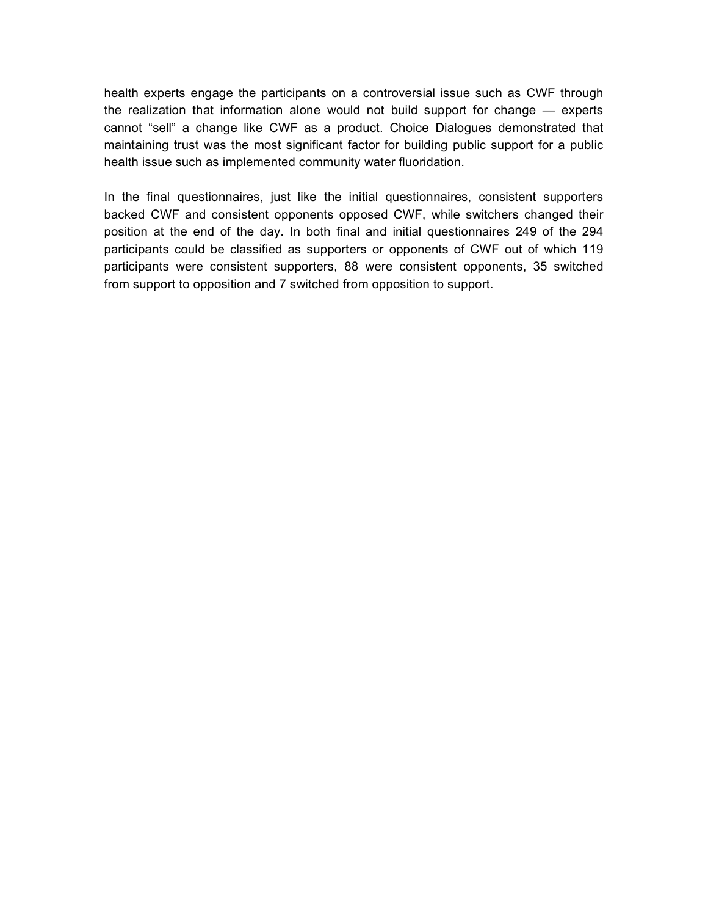health experts engage the participants on a controversial issue such as CWF through the realization that information alone would not build support for change — experts cannot "sell" a change like CWF as a product. Choice Dialogues demonstrated that maintaining trust was the most significant factor for building public support for a public health issue such as implemented community water fluoridation.

In the final questionnaires, just like the initial questionnaires, consistent supporters backed CWF and consistent opponents opposed CWF, while switchers changed their position at the end of the day. In both final and initial questionnaires 249 of the 294 participants could be classified as supporters or opponents of CWF out of which 119 participants were consistent supporters, 88 were consistent opponents, 35 switched from support to opposition and 7 switched from opposition to support.